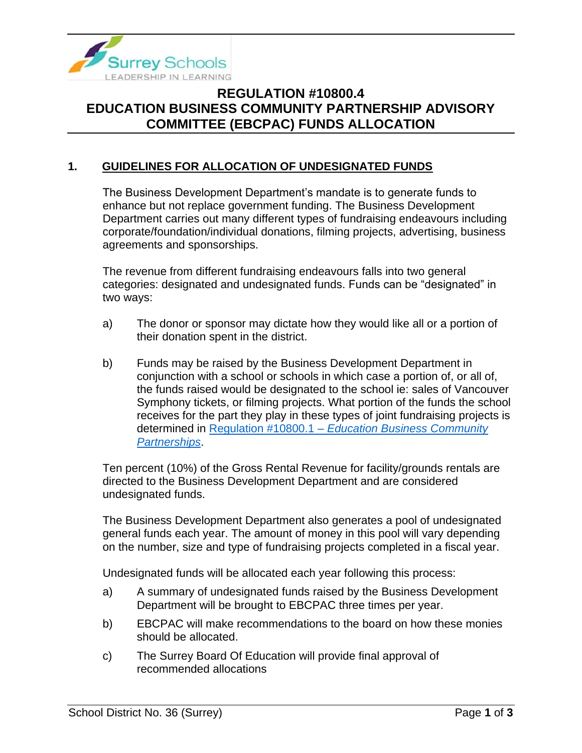# REGULATION #10800.4
# EDUCATION BUSINESS COMMUNITY PARTNERSHIP ADVISORY COMMITTEE (EBCPAC) FUNDS ALLOCATION

## 1. GUIDELINES FOR ALLOCATION OF UNDESIGNATED FUNDS

The Business Development Department's mandate is to generate funds to enhance but not replace government funding. The Business Development Department carries out many different types of fundraising endeavours including corporate/foundation/individual donations, filming projects, advertising, business agreements and sponsorships.

The revenue from different fundraising endeavours falls into two general categories: designated and undesignated funds. Funds can be "designated" in two ways:

a) The donor or sponsor may dictate how they would like all or a portion of their donation spent in the district.

b) Funds may be raised by the Business Development Department in conjunction with a school or schools in which case a portion of, or all of, the funds raised would be designated to the school ie: sales of Vancouver Symphony tickets, or filming projects. What portion of the funds the school receives for the part they play in these types of joint fundraising projects is determined in Regulation #10800.1 – *Education Business Community Partnerships*.

Ten percent (10%) of the Gross Rental Revenue for facility/grounds rentals are directed to the Business Development Department and are considered undesignated funds.

The Business Development Department also generates a pool of undesignated general funds each year. The amount of money in this pool will vary depending on the number, size and type of fundraising projects completed in a fiscal year.

Undesignated funds will be allocated each year following this process:

a) A summary of undesignated funds raised by the Business Development Department will be brought to EBCPAC three times per year.

b) EBCPAC will make recommendations to the board on how these monies should be allocated.

c) The Surrey Board Of Education will provide final approval of recommended allocations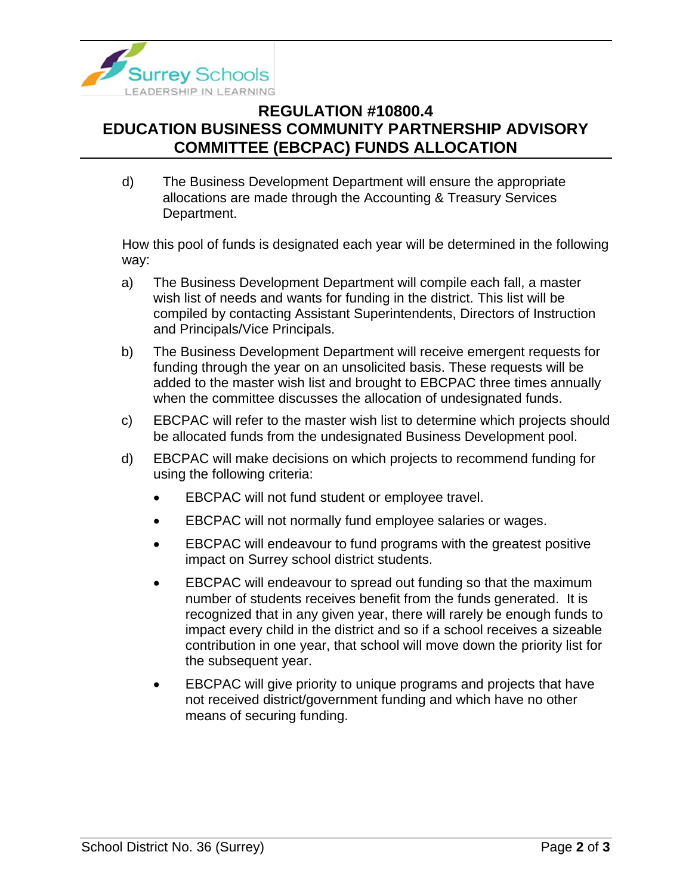d) The Business Development Department will ensure the appropriate allocations are made through the Accounting & Treasury Services Department.

How this pool of funds is designated each year will be determined in the following way:

a) The Business Development Department will compile each fall, a master wish list of needs and wants for funding in the district. This list will be compiled by contacting Assistant Superintendents, Directors of Instruction and Principals/Vice Principals.

b) The Business Development Department will receive emergent requests for funding through the year on an unsolicited basis. These requests will be added to the master wish list and brought to EBCPAC three times annually when the committee discusses the allocation of undesignated funds.

c) EBCPAC will refer to the master wish list to determine which projects should be allocated funds from the undesignated Business Development pool.

d) EBCPAC will make decisions on which projects to recommend funding for using the following criteria:

   - EBCPAC will not fund student or employee travel.
   - EBCPAC will not normally fund employee salaries or wages.
   - EBCPAC will endeavour to fund programs with the greatest positive impact on Surrey school district students.
   - EBCPAC will endeavour to spread out funding so that the maximum number of students receives benefit from the funds generated. It is recognized that in any given year, there will rarely be enough funds to impact every child in the district and so if a school receives a sizeable contribution in one year, that school will move down the priority list for the subsequent year.
   - EBCPAC will give priority to unique programs and projects that have not received district/government funding and which have no other means of securing funding.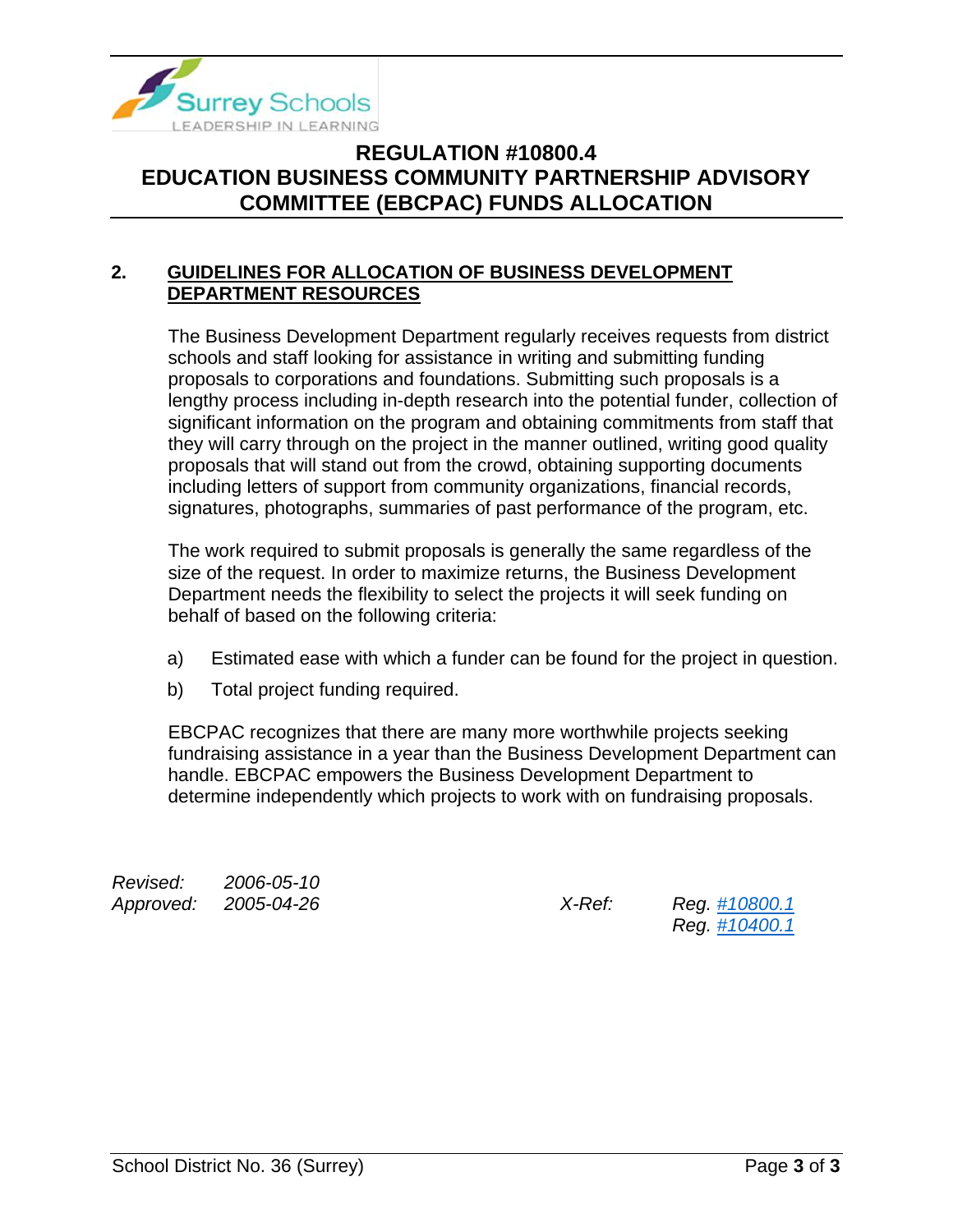# REGULATION #10800.4
# EDUCATION BUSINESS COMMUNITY PARTNERSHIP ADVISORY COMMITTEE (EBCPAC) FUNDS ALLOCATION

## 2. GUIDELINES FOR ALLOCATION OF BUSINESS DEVELOPMENT DEPARTMENT RESOURCES

The Business Development Department regularly receives requests from district schools and staff looking for assistance in writing and submitting funding proposals to corporations and foundations. Submitting such proposals is a lengthy process including in-depth research into the potential funder, collection of significant information on the program and obtaining commitments from staff that they will carry through on the project in the manner outlined, writing good quality proposals that will stand out from the crowd, obtaining supporting documents including letters of support from community organizations, financial records, signatures, photographs, summaries of past performance of the program, etc.

The work required to submit proposals is generally the same regardless of the size of the request. In order to maximize returns, the Business Development Department needs the flexibility to select the projects it will seek funding on behalf of based on the following criteria:

a) Estimated ease with which a funder can be found for the project in question.

b) Total project funding required.

EBCPAC recognizes that there are many more worthwhile projects seeking fundraising assistance in a year than the Business Development Department can handle. EBCPAC empowers the Business Development Department to determine independently which projects to work with on fundraising proposals.

*Revised:* *2006-05-10*
*Approved:* *2005-04-26*

*X-Ref:* *Reg. #10800.1*
*Reg. #10400.1*